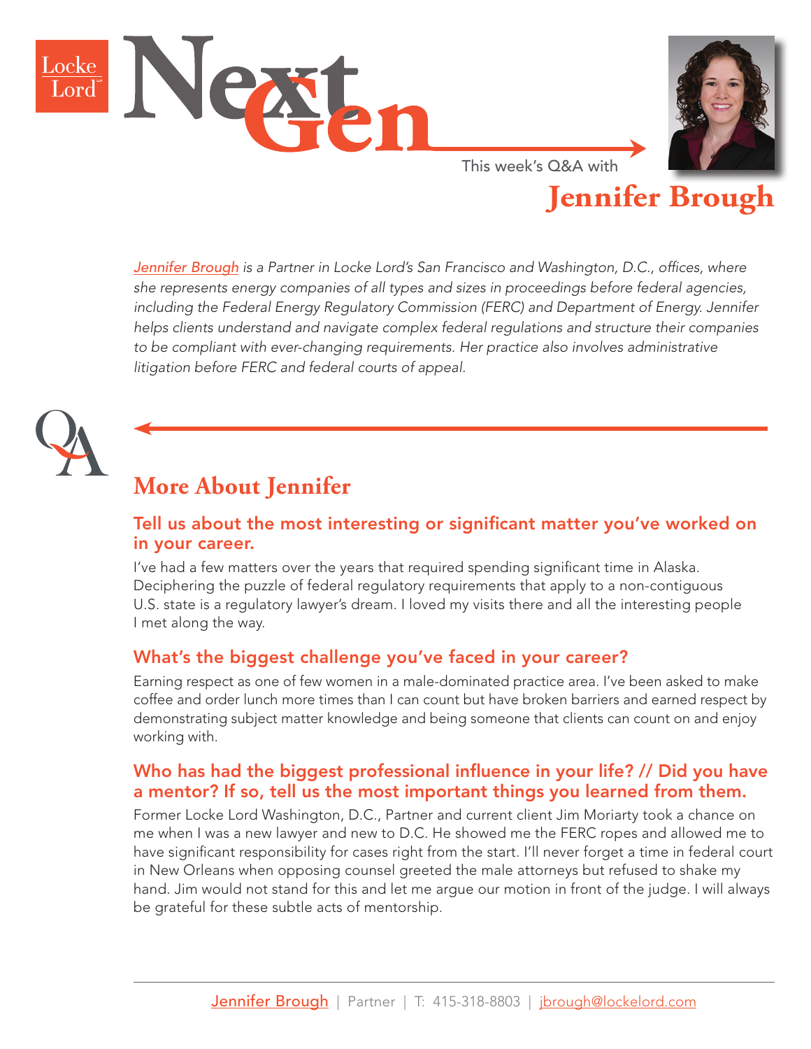# NextGen

This week's Q&A with

## Jennifer Brough

*Jennifer Brough is a Partner in Locke Lord's San Francisco and Washington, D.C., offices, where she represents energy companies of all types and sizes in proceedings before federal agencies, including the Federal Energy Regulatory Commission (FERC) and Department of Energy. Jennifer helps clients understand and navigate complex federal regulations and structure their companies to be compliant with ever-changing requirements. Her practice also involves administrative litigation before FERC and federal courts of appeal.*

## More About Jennifer

### Tell us about the most interesting or significant matter you've worked on in your career.

I've had a few matters over the years that required spending significant time in Alaska. Deciphering the puzzle of federal regulatory requirements that apply to a non-contiguous U.S. state is a regulatory lawyer's dream. I loved my visits there and all the interesting people I met along the way.

### What's the biggest challenge you've faced in your career?

Earning respect as one of few women in a male-dominated practice area. I've been asked to make coffee and order lunch more times than I can count but have broken barriers and earned respect by demonstrating subject matter knowledge and being someone that clients can count on and enjoy working with.

### Who has had the biggest professional influence in your life? // Did you have a mentor? If so, tell us the most important things you learned from them.

Former Locke Lord Washington, D.C., Partner and current client Jim Moriarty took a chance on me when I was a new lawyer and new to D.C. He showed me the FERC ropes and allowed me to have significant responsibility for cases right from the start. I'll never forget a time in federal court in New Orleans when opposing counsel greeted the male attorneys but refused to shake my hand. Jim would not stand for this and let me argue our motion in front of the judge. I will always be grateful for these subtle acts of mentorship.

Jennifer Brough | Partner | T: 415-318-8803 | jbrough@lockelord.com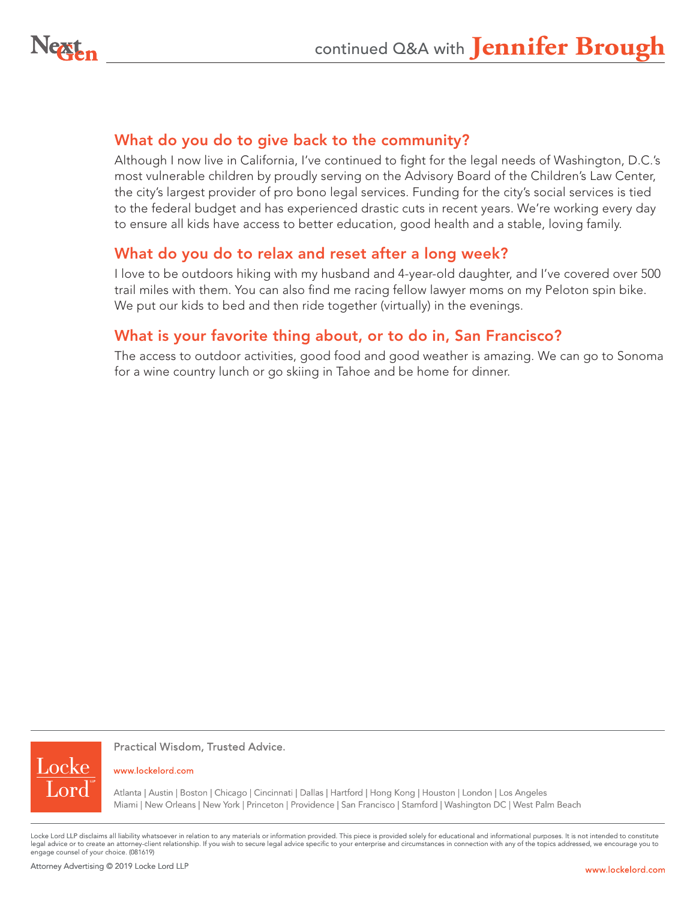## What do you do to give back to the community?

Although I now live in California, I've continued to fight for the legal needs of Washington, D.C.'s most vulnerable children by proudly serving on the Advisory Board of the Children's Law Center, the city's largest provider of pro bono legal services. Funding for the city's social services is tied to the federal budget and has experienced drastic cuts in recent years. We're working every day to ensure all kids have access to better education, good health and a stable, loving family.

## What do you do to relax and reset after a long week?

I love to be outdoors hiking with my husband and 4-year-old daughter, and I've covered over 500 trail miles with them. You can also find me racing fellow lawyer moms on my Peloton spin bike. We put our kids to bed and then ride together (virtually) in the evenings.

## What is your favorite thing about, or to do in, San Francisco?

The access to outdoor activities, good food and good weather is amazing. We can go to Sonoma for a wine country lunch or go skiing in Tahoe and be home for dinner.

Locke Lord LLP

Practical Wisdom, Trusted Advice.

www.lockelord.com

Atlanta | Austin | Boston | Chicago | Cincinnati | Dallas | Hartford | Hong Kong | Houston | London | Los Angeles
Miami | New Orleans | New York | Princeton | Providence | San Francisco | Stamford | Washington DC | West Palm Beach

Locke Lord LLP disclaims all liability whatsoever in relation to any materials or information provided. This piece is provided solely for educational and informational purposes. It is not intended to constitute legal advice or to create an attorney-client relationship. If you wish to secure legal advice specific to your enterprise and circumstances in connection with any of the topics addressed, we encourage you to engage counsel of your choice. (081619)

Attorney Advertising © 2019 Locke Lord LLP